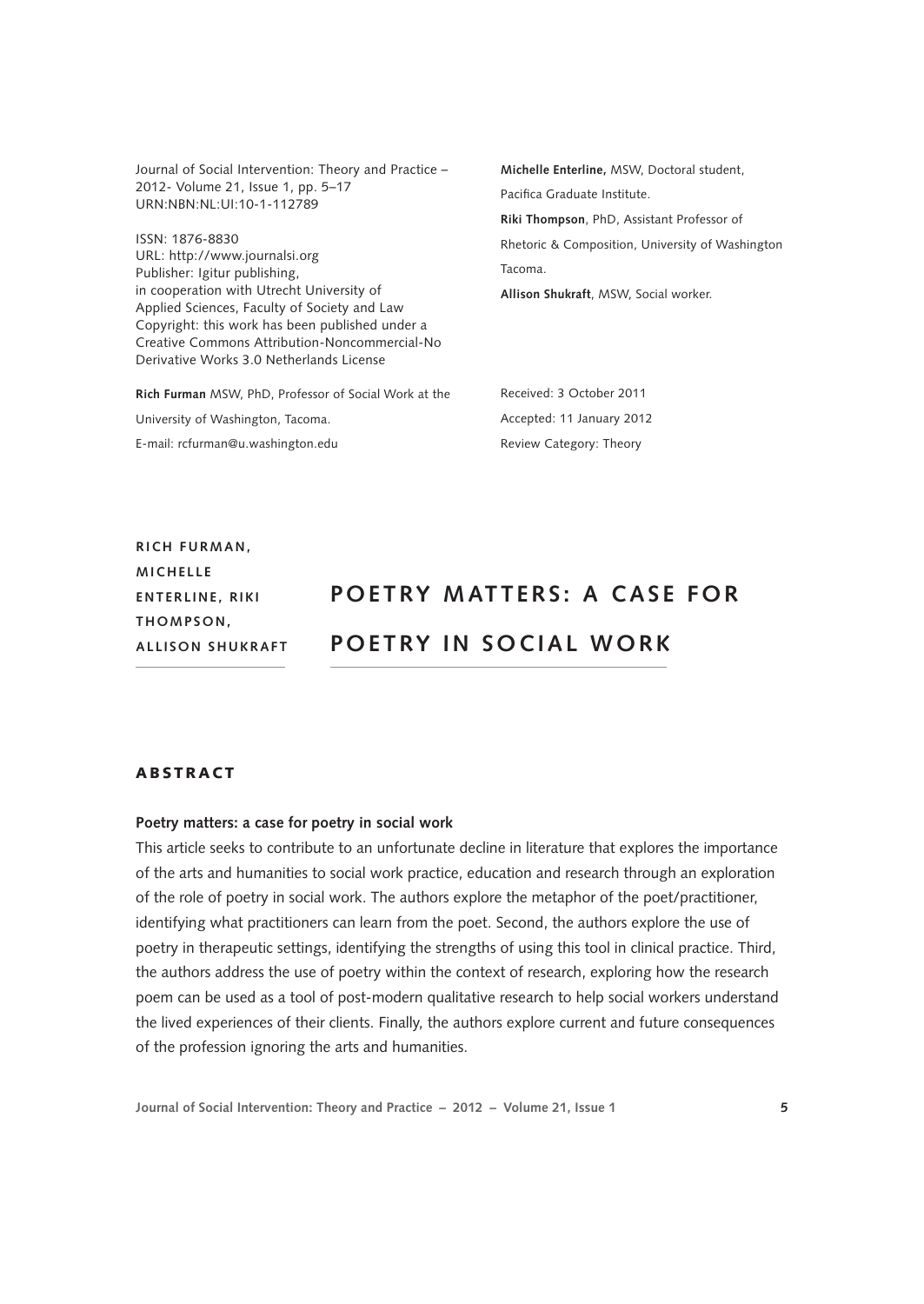Journal of Social Intervention: Theory and Practice – 2012- Volume 21, Issue 1, pp. 5–17
URN:NBN:NL:UI:10-1-112789

ISSN: 1876-8830
URL: http://www.journalsi.org
Publisher: Igitur publishing, in cooperation with Utrecht University of Applied Sciences, Faculty of Society and Law
Copyright: this work has been published under a Creative Commons Attribution-Noncommercial-No Derivative Works 3.0 Netherlands License

**Rich Furman** MSW, PhD, Professor of Social Work at the University of Washington, Tacoma.
E-mail: rcfurman@u.washington.edu

**Michelle Enterline,** MSW, Doctoral student, Pacifica Graduate Institute.
**Riki Thompson**, PhD, Assistant Professor of Rhetoric & Composition, University of Washington Tacoma.
**Allison Shukraft**, MSW, Social worker.

Received: 3 October 2011
Accepted: 11 January 2012
Review Category: Theory

**RICH FURMAN, MICHELLE ENTERLINE, RIKI THOMPSON, ALLISON SHUKRAFT**

# POETRY MATTERS: A CASE FOR POETRY IN SOCIAL WORK

## ABSTRACT

**Poetry matters: a case for poetry in social work**

This article seeks to contribute to an unfortunate decline in literature that explores the importance of the arts and humanities to social work practice, education and research through an exploration of the role of poetry in social work. The authors explore the metaphor of the poet/practitioner, identifying what practitioners can learn from the poet. Second, the authors explore the use of poetry in therapeutic settings, identifying the strengths of using this tool in clinical practice. Third, the authors address the use of poetry within the context of research, exploring how the research poem can be used as a tool of post-modern qualitative research to help social workers understand the lived experiences of their clients. Finally, the authors explore current and future consequences of the profession ignoring the arts and humanities.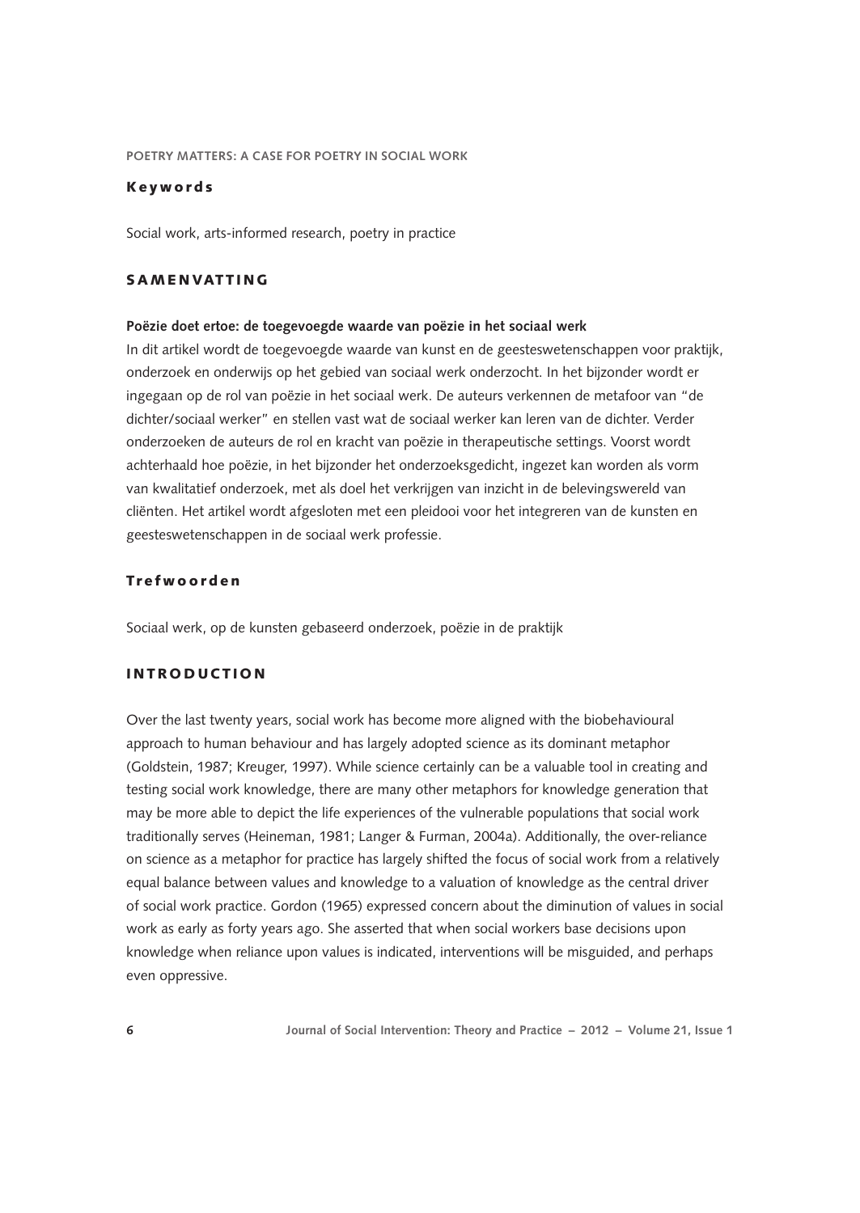## Keywords

Social work, arts-informed research, poetry in practice

## SAMENVATTING

**Poëzie doet ertoe: de toegevoegde waarde van poëzie in het sociaal werk**

In dit artikel wordt de toegevoegde waarde van kunst en de geesteswetenschappen voor praktijk, onderzoek en onderwijs op het gebied van sociaal werk onderzocht. In het bijzonder wordt er ingegaan op de rol van poëzie in het sociaal werk. De auteurs verkennen de metafoor van "de dichter/sociaal werker" en stellen vast wat de sociaal werker kan leren van de dichter. Verder onderzoeken de auteurs de rol en kracht van poëzie in therapeutische settings. Voorst wordt achterhaald hoe poëzie, in het bijzonder het onderzoeksgedicht, ingezet kan worden als vorm van kwalitatief onderzoek, met als doel het verkrijgen van inzicht in de belevingswereld van cliënten. Het artikel wordt afgesloten met een pleidooi voor het integreren van de kunsten en geesteswetenschappen in de sociaal werk professie.

## Trefwoorden

Sociaal werk, op de kunsten gebaseerd onderzoek, poëzie in de praktijk

## INTRODUCTION

Over the last twenty years, social work has become more aligned with the biobehavioural approach to human behaviour and has largely adopted science as its dominant metaphor (Goldstein, 1987; Kreuger, 1997). While science certainly can be a valuable tool in creating and testing social work knowledge, there are many other metaphors for knowledge generation that may be more able to depict the life experiences of the vulnerable populations that social work traditionally serves (Heineman, 1981; Langer & Furman, 2004a). Additionally, the over-reliance on science as a metaphor for practice has largely shifted the focus of social work from a relatively equal balance between values and knowledge to a valuation of knowledge as the central driver of social work practice. Gordon (1965) expressed concern about the diminution of values in social work as early as forty years ago. She asserted that when social workers base decisions upon knowledge when reliance upon values is indicated, interventions will be misguided, and perhaps even oppressive.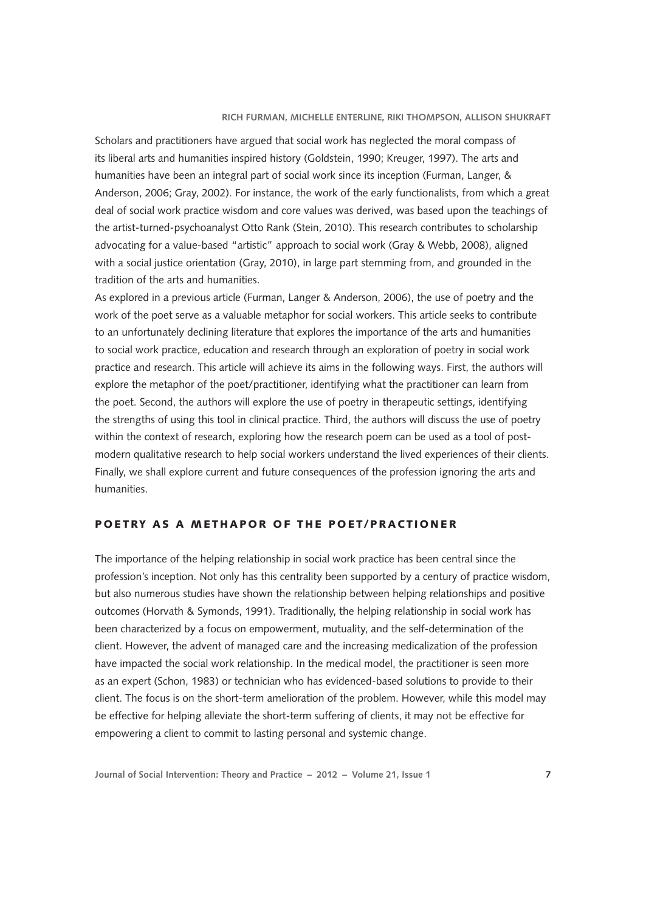Scholars and practitioners have argued that social work has neglected the moral compass of its liberal arts and humanities inspired history (Goldstein, 1990; Kreuger, 1997). The arts and humanities have been an integral part of social work since its inception (Furman, Langer, & Anderson, 2006; Gray, 2002). For instance, the work of the early functionalists, from which a great deal of social work practice wisdom and core values was derived, was based upon the teachings of the artist-turned-psychoanalyst Otto Rank (Stein, 2010). This research contributes to scholarship advocating for a value-based "artistic" approach to social work (Gray & Webb, 2008), aligned with a social justice orientation (Gray, 2010), in large part stemming from, and grounded in the tradition of the arts and humanities.

As explored in a previous article (Furman, Langer & Anderson, 2006), the use of poetry and the work of the poet serve as a valuable metaphor for social workers. This article seeks to contribute to an unfortunately declining literature that explores the importance of the arts and humanities to social work practice, education and research through an exploration of poetry in social work practice and research. This article will achieve its aims in the following ways. First, the authors will explore the metaphor of the poet/practitioner, identifying what the practitioner can learn from the poet. Second, the authors will explore the use of poetry in therapeutic settings, identifying the strengths of using this tool in clinical practice. Third, the authors will discuss the use of poetry within the context of research, exploring how the research poem can be used as a tool of post-modern qualitative research to help social workers understand the lived experiences of their clients. Finally, we shall explore current and future consequences of the profession ignoring the arts and humanities.

## POETRY AS A METHAPOR OF THE POET/PRACTIONER

The importance of the helping relationship in social work practice has been central since the profession's inception. Not only has this centrality been supported by a century of practice wisdom, but also numerous studies have shown the relationship between helping relationships and positive outcomes (Horvath & Symonds, 1991). Traditionally, the helping relationship in social work has been characterized by a focus on empowerment, mutuality, and the self-determination of the client. However, the advent of managed care and the increasing medicalization of the profession have impacted the social work relationship. In the medical model, the practitioner is seen more as an expert (Schon, 1983) or technician who has evidenced-based solutions to provide to their client. The focus is on the short-term amelioration of the problem. However, while this model may be effective for helping alleviate the short-term suffering of clients, it may not be effective for empowering a client to commit to lasting personal and systemic change.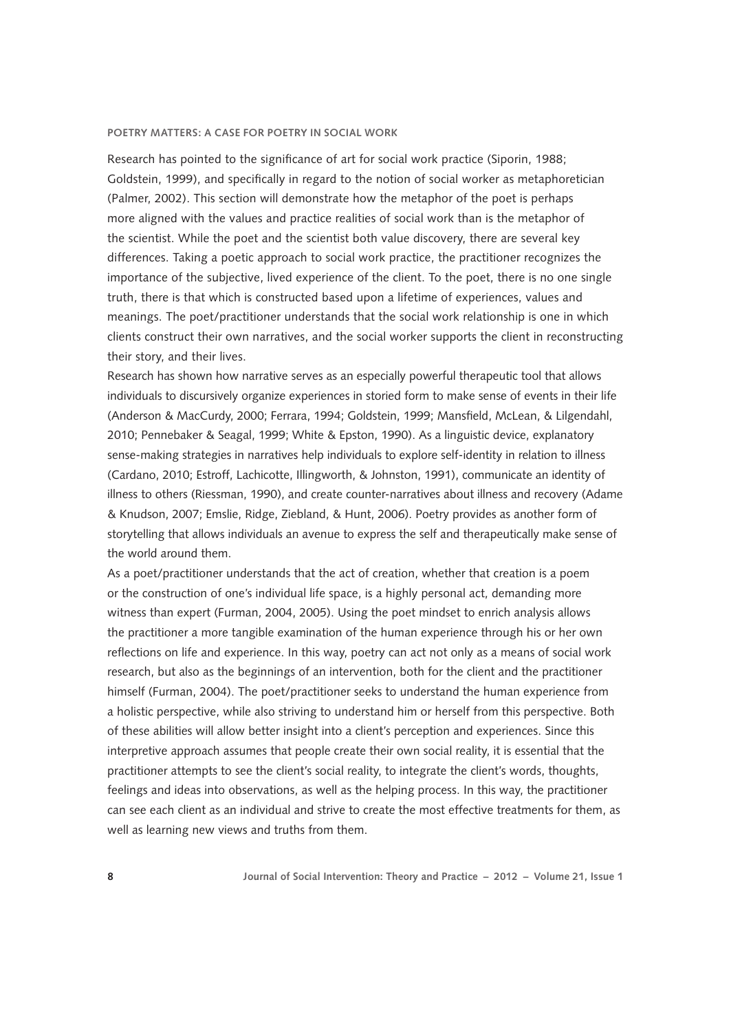## POETRY MATTERS: A CASE FOR POETRY IN SOCIAL WORK

Research has pointed to the significance of art for social work practice (Siporin, 1988; Goldstein, 1999), and specifically in regard to the notion of social worker as metaphoretician (Palmer, 2002). This section will demonstrate how the metaphor of the poet is perhaps more aligned with the values and practice realities of social work than is the metaphor of the scientist. While the poet and the scientist both value discovery, there are several key differences. Taking a poetic approach to social work practice, the practitioner recognizes the importance of the subjective, lived experience of the client. To the poet, there is no one single truth, there is that which is constructed based upon a lifetime of experiences, values and meanings. The poet/practitioner understands that the social work relationship is one in which clients construct their own narratives, and the social worker supports the client in reconstructing their story, and their lives.

Research has shown how narrative serves as an especially powerful therapeutic tool that allows individuals to discursively organize experiences in storied form to make sense of events in their life (Anderson & MacCurdy, 2000; Ferrara, 1994; Goldstein, 1999; Mansfield, McLean, & Lilgendahl, 2010; Pennebaker & Seagal, 1999; White & Epston, 1990). As a linguistic device, explanatory sense-making strategies in narratives help individuals to explore self-identity in relation to illness (Cardano, 2010; Estroff, Lachicotte, Illingworth, & Johnston, 1991), communicate an identity of illness to others (Riessman, 1990), and create counter-narratives about illness and recovery (Adame & Knudson, 2007; Emslie, Ridge, Ziebland, & Hunt, 2006). Poetry provides as another form of storytelling that allows individuals an avenue to express the self and therapeutically make sense of the world around them.

As a poet/practitioner understands that the act of creation, whether that creation is a poem or the construction of one's individual life space, is a highly personal act, demanding more witness than expert (Furman, 2004, 2005). Using the poet mindset to enrich analysis allows the practitioner a more tangible examination of the human experience through his or her own reflections on life and experience. In this way, poetry can act not only as a means of social work research, but also as the beginnings of an intervention, both for the client and the practitioner himself (Furman, 2004). The poet/practitioner seeks to understand the human experience from a holistic perspective, while also striving to understand him or herself from this perspective. Both of these abilities will allow better insight into a client's perception and experiences. Since this interpretive approach assumes that people create their own social reality, it is essential that the practitioner attempts to see the client's social reality, to integrate the client's words, thoughts, feelings and ideas into observations, as well as the helping process. In this way, the practitioner can see each client as an individual and strive to create the most effective treatments for them, as well as learning new views and truths from them.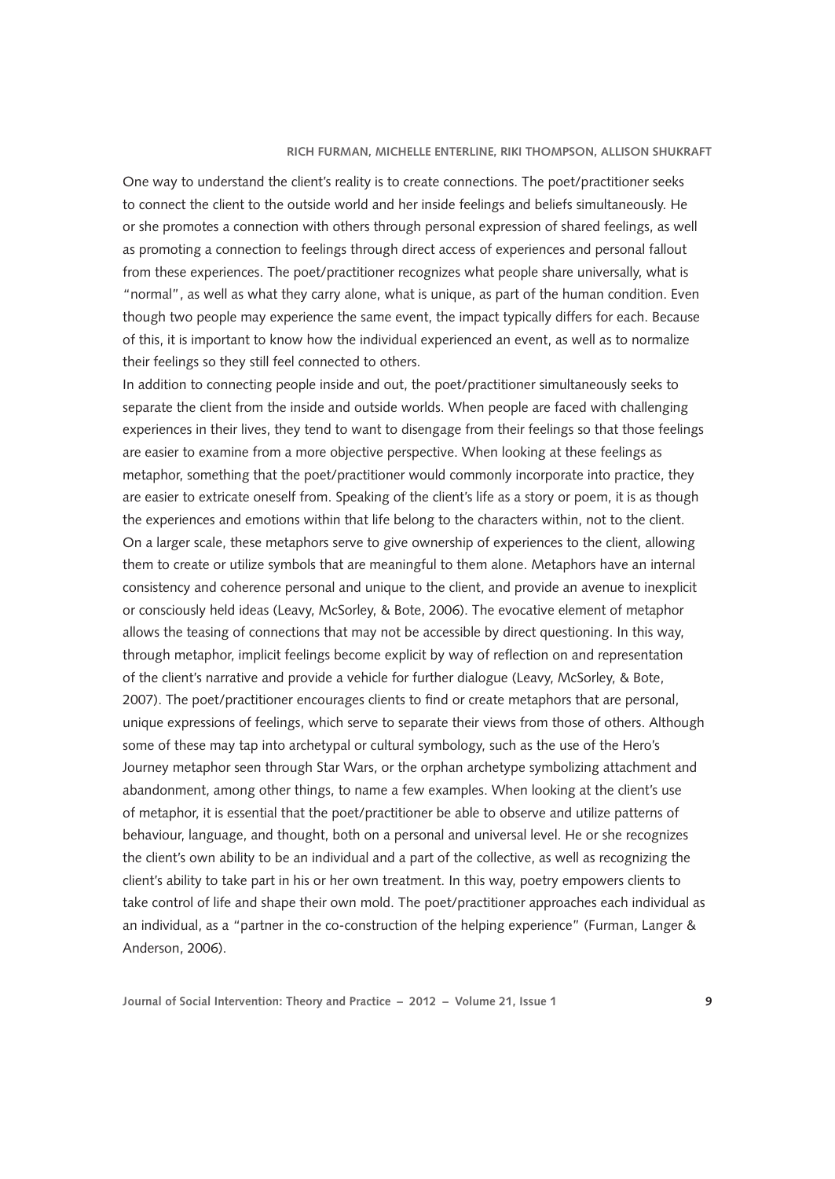One way to understand the client's reality is to create connections. The poet/practitioner seeks to connect the client to the outside world and her inside feelings and beliefs simultaneously. He or she promotes a connection with others through personal expression of shared feelings, as well as promoting a connection to feelings through direct access of experiences and personal fallout from these experiences. The poet/practitioner recognizes what people share universally, what is "normal", as well as what they carry alone, what is unique, as part of the human condition. Even though two people may experience the same event, the impact typically differs for each. Because of this, it is important to know how the individual experienced an event, as well as to normalize their feelings so they still feel connected to others.

In addition to connecting people inside and out, the poet/practitioner simultaneously seeks to separate the client from the inside and outside worlds. When people are faced with challenging experiences in their lives, they tend to want to disengage from their feelings so that those feelings are easier to examine from a more objective perspective. When looking at these feelings as metaphor, something that the poet/practitioner would commonly incorporate into practice, they are easier to extricate oneself from. Speaking of the client's life as a story or poem, it is as though the experiences and emotions within that life belong to the characters within, not to the client. On a larger scale, these metaphors serve to give ownership of experiences to the client, allowing them to create or utilize symbols that are meaningful to them alone. Metaphors have an internal consistency and coherence personal and unique to the client, and provide an avenue to inexplicit or consciously held ideas (Leavy, McSorley, & Bote, 2006). The evocative element of metaphor allows the teasing of connections that may not be accessible by direct questioning. In this way, through metaphor, implicit feelings become explicit by way of reflection on and representation of the client's narrative and provide a vehicle for further dialogue (Leavy, McSorley, & Bote, 2007). The poet/practitioner encourages clients to find or create metaphors that are personal, unique expressions of feelings, which serve to separate their views from those of others. Although some of these may tap into archetypal or cultural symbology, such as the use of the Hero's Journey metaphor seen through Star Wars, or the orphan archetype symbolizing attachment and abandonment, among other things, to name a few examples. When looking at the client's use of metaphor, it is essential that the poet/practitioner be able to observe and utilize patterns of behaviour, language, and thought, both on a personal and universal level. He or she recognizes the client's own ability to be an individual and a part of the collective, as well as recognizing the client's ability to take part in his or her own treatment. In this way, poetry empowers clients to take control of life and shape their own mold. The poet/practitioner approaches each individual as an individual, as a "partner in the co-construction of the helping experience" (Furman, Langer & Anderson, 2006).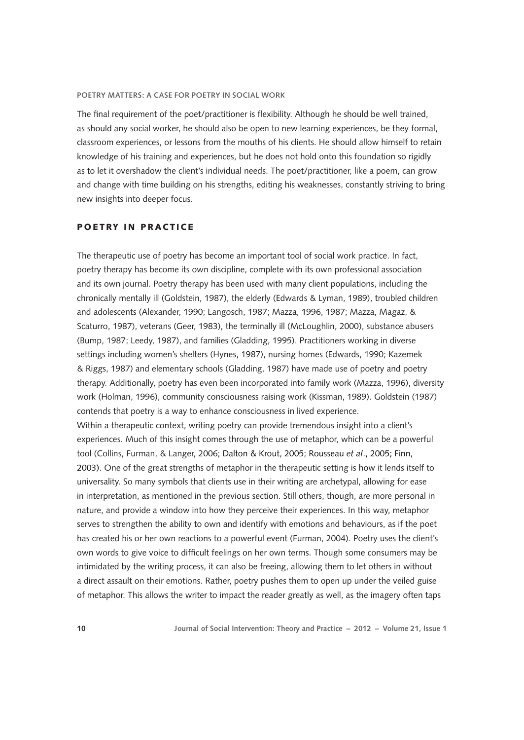The final requirement of the poet/practitioner is flexibility. Although he should be well trained, as should any social worker, he should also be open to new learning experiences, be they formal, classroom experiences, or lessons from the mouths of his clients. He should allow himself to retain knowledge of his training and experiences, but he does not hold onto this foundation so rigidly as to let it overshadow the client's individual needs. The poet/practitioner, like a poem, can grow and change with time building on his strengths, editing his weaknesses, constantly striving to bring new insights into deeper focus.

## POETRY IN PRACTICE

The therapeutic use of poetry has become an important tool of social work practice. In fact, poetry therapy has become its own discipline, complete with its own professional association and its own journal. Poetry therapy has been used with many client populations, including the chronically mentally ill (Goldstein, 1987), the elderly (Edwards & Lyman, 1989), troubled children and adolescents (Alexander, 1990; Langosch, 1987; Mazza, 1996, 1987; Mazza, Magaz, & Scaturro, 1987), veterans (Geer, 1983), the terminally ill (McLoughlin, 2000), substance abusers (Bump, 1987; Leedy, 1987), and families (Gladding, 1995). Practitioners working in diverse settings including women's shelters (Hynes, 1987), nursing homes (Edwards, 1990; Kazemek & Riggs, 1987) and elementary schools (Gladding, 1987) have made use of poetry and poetry therapy. Additionally, poetry has even been incorporated into family work (Mazza, 1996), diversity work (Holman, 1996), community consciousness raising work (Kissman, 1989). Goldstein (1987) contends that poetry is a way to enhance consciousness in lived experience.

Within a therapeutic context, writing poetry can provide tremendous insight into a client's experiences. Much of this insight comes through the use of metaphor, which can be a powerful tool (Collins, Furman, & Langer, 2006; Dalton & Krout, 2005; Rousseau *et al*., 2005; Finn, 2003). One of the great strengths of metaphor in the therapeutic setting is how it lends itself to universality. So many symbols that clients use in their writing are archetypal, allowing for ease in interpretation, as mentioned in the previous section. Still others, though, are more personal in nature, and provide a window into how they perceive their experiences. In this way, metaphor serves to strengthen the ability to own and identify with emotions and behaviours, as if the poet has created his or her own reactions to a powerful event (Furman, 2004). Poetry uses the client's own words to give voice to difficult feelings on her own terms. Though some consumers may be intimidated by the writing process, it can also be freeing, allowing them to let others in without a direct assault on their emotions. Rather, poetry pushes them to open up under the veiled guise of metaphor. This allows the writer to impact the reader greatly as well, as the imagery often taps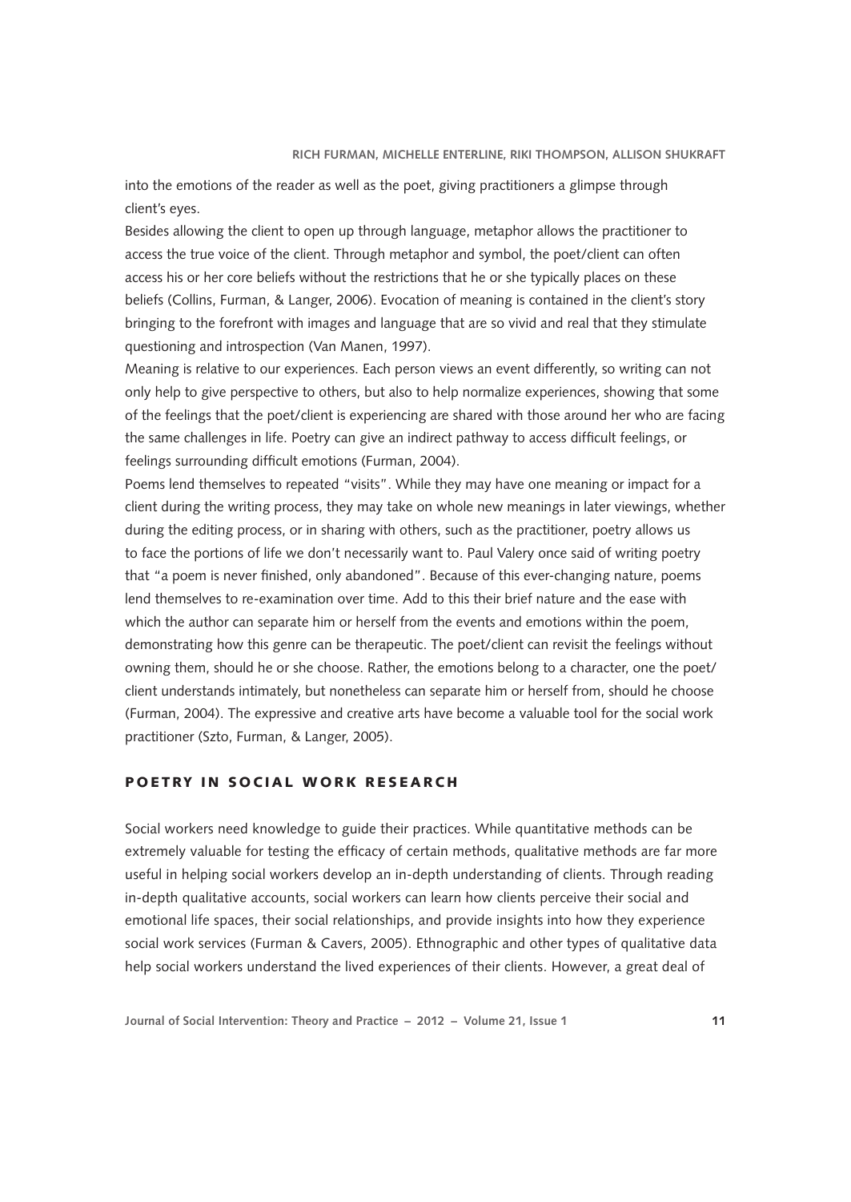into the emotions of the reader as well as the poet, giving practitioners a glimpse through client's eyes.

Besides allowing the client to open up through language, metaphor allows the practitioner to access the true voice of the client. Through metaphor and symbol, the poet/client can often access his or her core beliefs without the restrictions that he or she typically places on these beliefs (Collins, Furman, & Langer, 2006). Evocation of meaning is contained in the client's story bringing to the forefront with images and language that are so vivid and real that they stimulate questioning and introspection (Van Manen, 1997).

Meaning is relative to our experiences. Each person views an event differently, so writing can not only help to give perspective to others, but also to help normalize experiences, showing that some of the feelings that the poet/client is experiencing are shared with those around her who are facing the same challenges in life. Poetry can give an indirect pathway to access difficult feelings, or feelings surrounding difficult emotions (Furman, 2004).

Poems lend themselves to repeated "visits". While they may have one meaning or impact for a client during the writing process, they may take on whole new meanings in later viewings, whether during the editing process, or in sharing with others, such as the practitioner, poetry allows us to face the portions of life we don't necessarily want to. Paul Valery once said of writing poetry that "a poem is never finished, only abandoned". Because of this ever-changing nature, poems lend themselves to re-examination over time. Add to this their brief nature and the ease with which the author can separate him or herself from the events and emotions within the poem, demonstrating how this genre can be therapeutic. The poet/client can revisit the feelings without owning them, should he or she choose. Rather, the emotions belong to a character, one the poet/client understands intimately, but nonetheless can separate him or herself from, should he choose (Furman, 2004). The expressive and creative arts have become a valuable tool for the social work practitioner (Szto, Furman, & Langer, 2005).

## POETRY IN SOCIAL WORK RESEARCH

Social workers need knowledge to guide their practices. While quantitative methods can be extremely valuable for testing the efficacy of certain methods, qualitative methods are far more useful in helping social workers develop an in-depth understanding of clients. Through reading in-depth qualitative accounts, social workers can learn how clients perceive their social and emotional life spaces, their social relationships, and provide insights into how they experience social work services (Furman & Cavers, 2005). Ethnographic and other types of qualitative data help social workers understand the lived experiences of their clients. However, a great deal of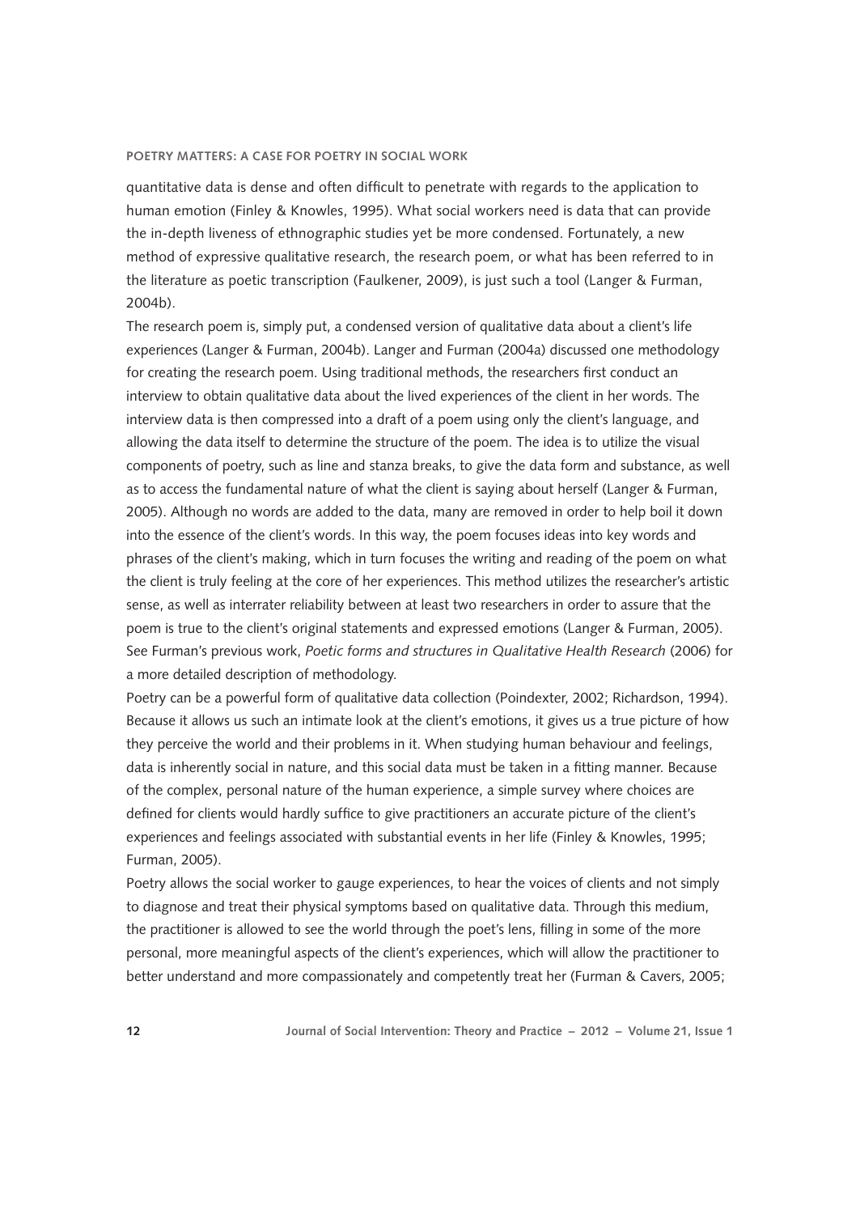quantitative data is dense and often difficult to penetrate with regards to the application to human emotion (Finley & Knowles, 1995). What social workers need is data that can provide the in-depth liveness of ethnographic studies yet be more condensed. Fortunately, a new method of expressive qualitative research, the research poem, or what has been referred to in the literature as poetic transcription (Faulkener, 2009), is just such a tool (Langer & Furman, 2004b).

The research poem is, simply put, a condensed version of qualitative data about a client's life experiences (Langer & Furman, 2004b). Langer and Furman (2004a) discussed one methodology for creating the research poem. Using traditional methods, the researchers first conduct an interview to obtain qualitative data about the lived experiences of the client in her words. The interview data is then compressed into a draft of a poem using only the client's language, and allowing the data itself to determine the structure of the poem. The idea is to utilize the visual components of poetry, such as line and stanza breaks, to give the data form and substance, as well as to access the fundamental nature of what the client is saying about herself (Langer & Furman, 2005). Although no words are added to the data, many are removed in order to help boil it down into the essence of the client's words. In this way, the poem focuses ideas into key words and phrases of the client's making, which in turn focuses the writing and reading of the poem on what the client is truly feeling at the core of her experiences. This method utilizes the researcher's artistic sense, as well as interrater reliability between at least two researchers in order to assure that the poem is true to the client's original statements and expressed emotions (Langer & Furman, 2005). See Furman's previous work, *Poetic forms and structures in Qualitative Health Research* (2006) for a more detailed description of methodology.

Poetry can be a powerful form of qualitative data collection (Poindexter, 2002; Richardson, 1994). Because it allows us such an intimate look at the client's emotions, it gives us a true picture of how they perceive the world and their problems in it. When studying human behaviour and feelings, data is inherently social in nature, and this social data must be taken in a fitting manner. Because of the complex, personal nature of the human experience, a simple survey where choices are defined for clients would hardly suffice to give practitioners an accurate picture of the client's experiences and feelings associated with substantial events in her life (Finley & Knowles, 1995; Furman, 2005).

Poetry allows the social worker to gauge experiences, to hear the voices of clients and not simply to diagnose and treat their physical symptoms based on qualitative data. Through this medium, the practitioner is allowed to see the world through the poet's lens, filling in some of the more personal, more meaningful aspects of the client's experiences, which will allow the practitioner to better understand and more compassionately and competently treat her (Furman & Cavers, 2005;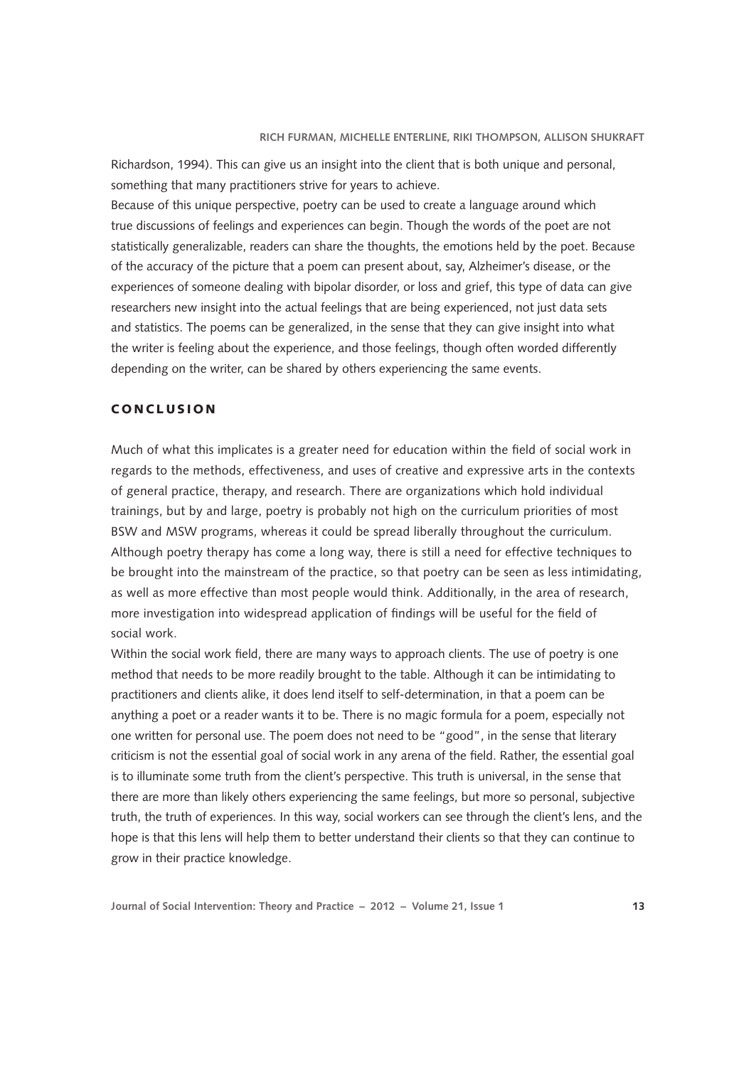Richardson, 1994). This can give us an insight into the client that is both unique and personal, something that many practitioners strive for years to achieve.

Because of this unique perspective, poetry can be used to create a language around which true discussions of feelings and experiences can begin. Though the words of the poet are not statistically generalizable, readers can share the thoughts, the emotions held by the poet. Because of the accuracy of the picture that a poem can present about, say, Alzheimer's disease, or the experiences of someone dealing with bipolar disorder, or loss and grief, this type of data can give researchers new insight into the actual feelings that are being experienced, not just data sets and statistics. The poems can be generalized, in the sense that they can give insight into what the writer is feeling about the experience, and those feelings, though often worded differently depending on the writer, can be shared by others experiencing the same events.

## CONCLUSION

Much of what this implicates is a greater need for education within the field of social work in regards to the methods, effectiveness, and uses of creative and expressive arts in the contexts of general practice, therapy, and research. There are organizations which hold individual trainings, but by and large, poetry is probably not high on the curriculum priorities of most BSW and MSW programs, whereas it could be spread liberally throughout the curriculum. Although poetry therapy has come a long way, there is still a need for effective techniques to be brought into the mainstream of the practice, so that poetry can be seen as less intimidating, as well as more effective than most people would think. Additionally, in the area of research, more investigation into widespread application of findings will be useful for the field of social work.

Within the social work field, there are many ways to approach clients. The use of poetry is one method that needs to be more readily brought to the table. Although it can be intimidating to practitioners and clients alike, it does lend itself to self-determination, in that a poem can be anything a poet or a reader wants it to be. There is no magic formula for a poem, especially not one written for personal use. The poem does not need to be "good", in the sense that literary criticism is not the essential goal of social work in any arena of the field. Rather, the essential goal is to illuminate some truth from the client's perspective. This truth is universal, in the sense that there are more than likely others experiencing the same feelings, but more so personal, subjective truth, the truth of experiences. In this way, social workers can see through the client's lens, and the hope is that this lens will help them to better understand their clients so that they can continue to grow in their practice knowledge.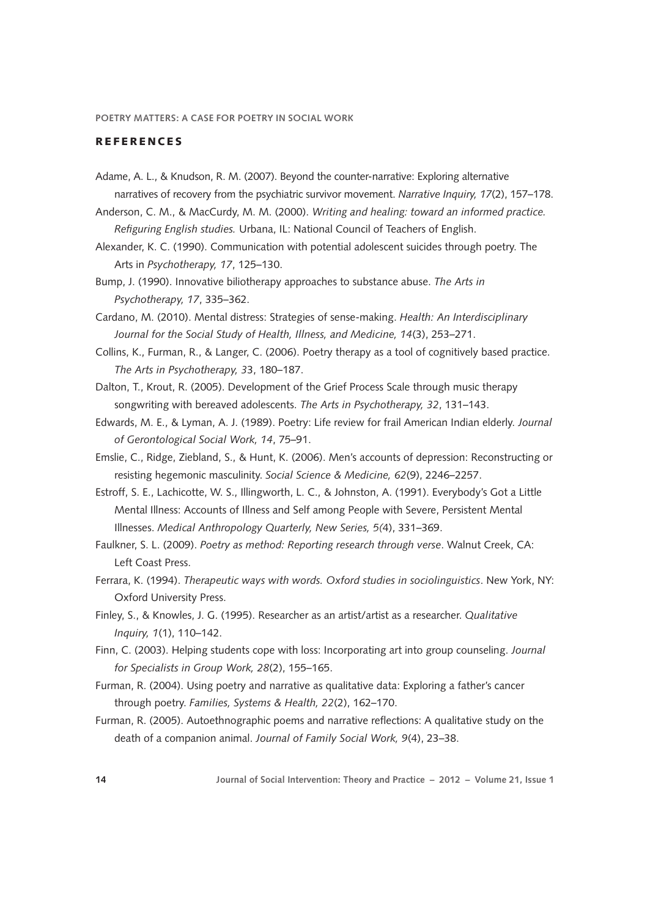## REFERENCES

Adame, A. L., & Knudson, R. M. (2007). Beyond the counter-narrative: Exploring alternative narratives of recovery from the psychiatric survivor movement. *Narrative Inquiry, 17*(2), 157–178.

Anderson, C. M., & MacCurdy, M. M. (2000). *Writing and healing: toward an informed practice. Refiguring English studies.* Urbana, IL: National Council of Teachers of English.

Alexander, K. C. (1990). Communication with potential adolescent suicides through poetry. The Arts in *Psychotherapy, 17*, 125–130.

Bump, J. (1990). Innovative biliotherapy approaches to substance abuse. *The Arts in Psychotherapy, 17*, 335–362.

Cardano, M. (2010). Mental distress: Strategies of sense-making. *Health: An Interdisciplinary Journal for the Social Study of Health, Illness, and Medicine, 14*(3), 253–271.

Collins, K., Furman, R., & Langer, C. (2006). Poetry therapy as a tool of cognitively based practice. *The Arts in Psychotherapy, 3*3, 180–187.

Dalton, T., Krout, R. (2005). Development of the Grief Process Scale through music therapy songwriting with bereaved adolescents. *The Arts in Psychotherapy, 32*, 131–143.

Edwards, M. E., & Lyman, A. J. (1989). Poetry: Life review for frail American Indian elderly. *Journal of Gerontological Social Work, 14*, 75–91.

Emslie, C., Ridge, Ziebland, S., & Hunt, K. (2006). Men's accounts of depression: Reconstructing or resisting hegemonic masculinity. *Social Science & Medicine, 62*(9), 2246–2257.

Estroff, S. E., Lachicotte, W. S., Illingworth, L. C., & Johnston, A. (1991). Everybody's Got a Little Mental Illness: Accounts of Illness and Self among People with Severe, Persistent Mental Illnesses. *Medical Anthropology Quarterly, New Series, 5(*4), 331–369.

Faulkner, S. L. (2009). *Poetry as method: Reporting research through verse*. Walnut Creek, CA: Left Coast Press.

Ferrara, K. (1994). *Therapeutic ways with words. Oxford studies in sociolinguistics*. New York, NY: Oxford University Press.

Finley, S., & Knowles, J. G. (1995). Researcher as an artist/artist as a researcher. *Qualitative Inquiry, 1*(1), 110–142.

Finn, C. (2003). Helping students cope with loss: Incorporating art into group counseling. *Journal for Specialists in Group Work, 28*(2), 155–165.

Furman, R. (2004). Using poetry and narrative as qualitative data: Exploring a father's cancer through poetry. *Families, Systems & Health, 22*(2), 162–170.

Furman, R. (2005). Autoethnographic poems and narrative reflections: A qualitative study on the death of a companion animal. *Journal of Family Social Work, 9*(4), 23–38.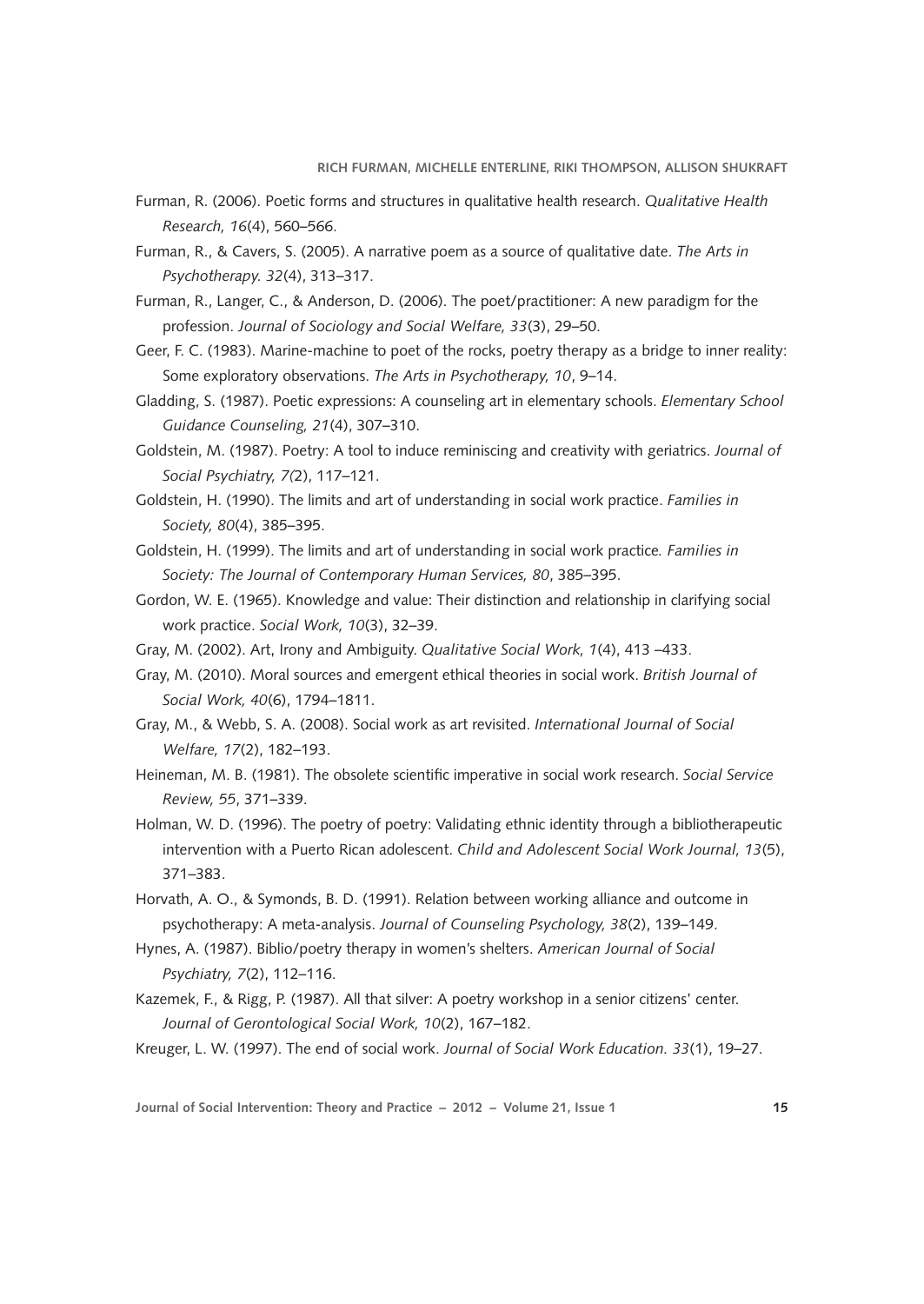Furman, R. (2006). Poetic forms and structures in qualitative health research. *Qualitative Health Research, 16*(4), 560–566.

Furman, R., & Cavers, S. (2005). A narrative poem as a source of qualitative date. *The Arts in Psychotherapy. 32*(4), 313–317.

Furman, R., Langer, C., & Anderson, D. (2006). The poet/practitioner: A new paradigm for the profession. *Journal of Sociology and Social Welfare, 33*(3), 29–50.

Geer, F. C. (1983). Marine-machine to poet of the rocks, poetry therapy as a bridge to inner reality: Some exploratory observations. *The Arts in Psychotherapy, 10*, 9–14.

Gladding, S. (1987). Poetic expressions: A counseling art in elementary schools. *Elementary School Guidance Counseling, 21*(4), 307–310.

Goldstein, M. (1987). Poetry: A tool to induce reminiscing and creativity with geriatrics. *Journal of Social Psychiatry, 7(*2), 117–121.

Goldstein, H. (1990). The limits and art of understanding in social work practice. *Families in Society, 80*(4), 385–395.

Goldstein, H. (1999). The limits and art of understanding in social work practice*. Families in Society: The Journal of Contemporary Human Services, 80*, 385–395.

Gordon, W. E. (1965). Knowledge and value: Their distinction and relationship in clarifying social work practice. *Social Work, 10*(3), 32–39.

Gray, M. (2002). Art, Irony and Ambiguity. *Qualitative Social Work, 1*(4), 413 –433.

Gray, M. (2010). Moral sources and emergent ethical theories in social work. *British Journal of Social Work, 40*(6), 1794–1811.

Gray, M., & Webb, S. A. (2008). Social work as art revisited. *International Journal of Social Welfare, 17*(2), 182–193.

Heineman, M. B. (1981). The obsolete scientific imperative in social work research. *Social Service Review, 55*, 371–339.

Holman, W. D. (1996). The poetry of poetry: Validating ethnic identity through a bibliotherapeutic intervention with a Puerto Rican adolescent. *Child and Adolescent Social Work Journal, 13*(5), 371–383.

Horvath, A. O., & Symonds, B. D. (1991). Relation between working alliance and outcome in psychotherapy: A meta-analysis. *Journal of Counseling Psychology, 38*(2), 139–149.

Hynes, A. (1987). Biblio/poetry therapy in women's shelters. *American Journal of Social Psychiatry, 7*(2), 112–116.

Kazemek, F., & Rigg, P. (1987). All that silver: A poetry workshop in a senior citizens' center. *Journal of Gerontological Social Work, 10*(2), 167–182.

Kreuger, L. W. (1997). The end of social work. *Journal of Social Work Education. 33*(1), 19–27.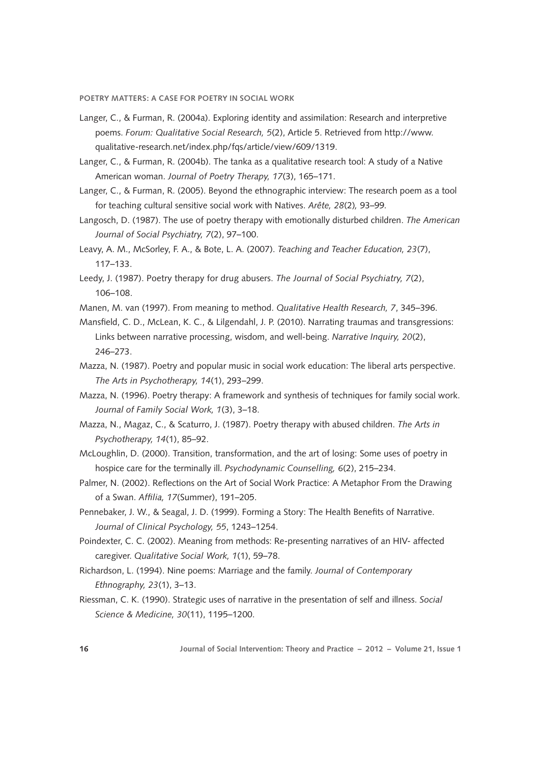Langer, C., & Furman, R. (2004a). Exploring identity and assimilation: Research and interpretive poems. *Forum: Qualitative Social Research, 5*(2), Article 5. Retrieved from http://www.qualitative-research.net/index.php/fqs/article/view/609/1319.

Langer, C., & Furman, R. (2004b). The tanka as a qualitative research tool: A study of a Native American woman. *Journal of Poetry Therapy, 17*(3), 165–171.

Langer, C., & Furman, R. (2005). Beyond the ethnographic interview: The research poem as a tool for teaching cultural sensitive social work with Natives. *Arête, 28*(2), 93–99.

Langosch, D. (1987). The use of poetry therapy with emotionally disturbed children. *The American Journal of Social Psychiatry, 7*(2), 97–100.

Leavy, A. M., McSorley, F. A., & Bote, L. A. (2007). *Teaching and Teacher Education, 23*(7), 117–133.

Leedy, J. (1987). Poetry therapy for drug abusers. *The Journal of Social Psychiatry, 7*(2), 106–108.

Manen, M. van (1997). From meaning to method. *Qualitative Health Research, 7*, 345–396.

Mansfield, C. D., McLean, K. C., & Lilgendahl, J. P. (2010). Narrating traumas and transgressions: Links between narrative processing, wisdom, and well-being. *Narrative Inquiry, 20*(2), 246–273.

Mazza, N. (1987). Poetry and popular music in social work education: The liberal arts perspective. *The Arts in Psychotherapy, 14*(1), 293–299.

Mazza, N. (1996). Poetry therapy: A framework and synthesis of techniques for family social work. *Journal of Family Social Work, 1*(3), 3–18.

Mazza, N., Magaz, C., & Scaturro, J. (1987). Poetry therapy with abused children. *The Arts in Psychotherapy, 14*(1), 85–92.

McLoughlin, D. (2000). Transition, transformation, and the art of losing: Some uses of poetry in hospice care for the terminally ill. *Psychodynamic Counselling, 6*(2), 215–234.

Palmer, N. (2002). Reflections on the Art of Social Work Practice: A Metaphor From the Drawing of a Swan. *Affilia, 17*(Summer), 191–205.

Pennebaker, J. W., & Seagal, J. D. (1999). Forming a Story: The Health Benefits of Narrative. *Journal of Clinical Psychology, 55*, 1243–1254.

Poindexter, C. C. (2002). Meaning from methods: Re-presenting narratives of an HIV- affected caregiver. *Qualitative Social Work, 1*(1), 59–78.

Richardson, L. (1994). Nine poems: Marriage and the family. *Journal of Contemporary Ethnography, 23*(1), 3–13.

Riessman, C. K. (1990). Strategic uses of narrative in the presentation of self and illness. *Social Science & Medicine, 30*(11), 1195–1200.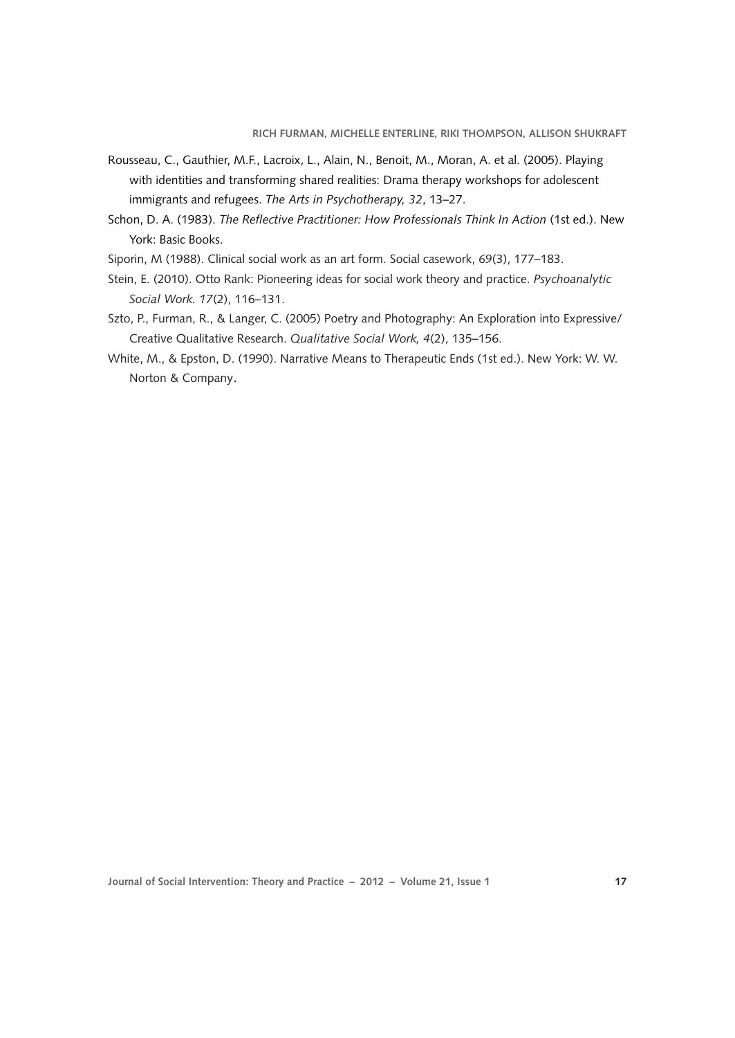Rousseau, C., Gauthier, M.F., Lacroix, L., Alain, N., Benoit, M., Moran, A. et al. (2005). Playing with identities and transforming shared realities: Drama therapy workshops for adolescent immigrants and refugees. *The Arts in Psychotherapy, 32*, 13–27.

Schon, D. A. (1983). *The Reflective Practitioner: How Professionals Think In Action* (1st ed.). New York: Basic Books.

Siporin, M (1988). Clinical social work as an art form. Social casework, *69*(3), 177–183.

Stein, E. (2010). Otto Rank: Pioneering ideas for social work theory and practice. *Psychoanalytic Social Work. 17*(2), 116–131.

Szto, P., Furman, R., & Langer, C. (2005) Poetry and Photography: An Exploration into Expressive/Creative Qualitative Research. *Qualitative Social Work, 4*(2), 135–156.

White, M., & Epston, D. (1990). Narrative Means to Therapeutic Ends (1st ed.). New York: W. W. Norton & Company.